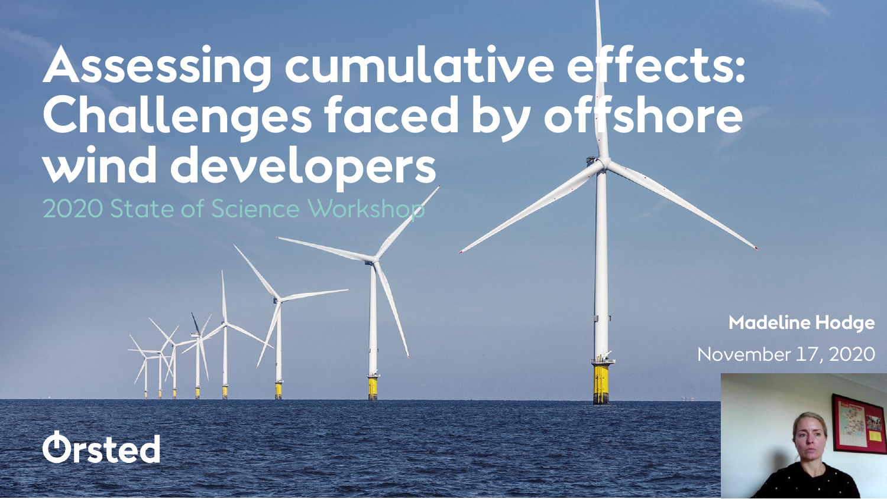# Assessing cumulative effects: Challenges faced by offshore wind developers

2020 State of Science Workshop

**Madeline Hodge**

November 17, 2020

Ørsted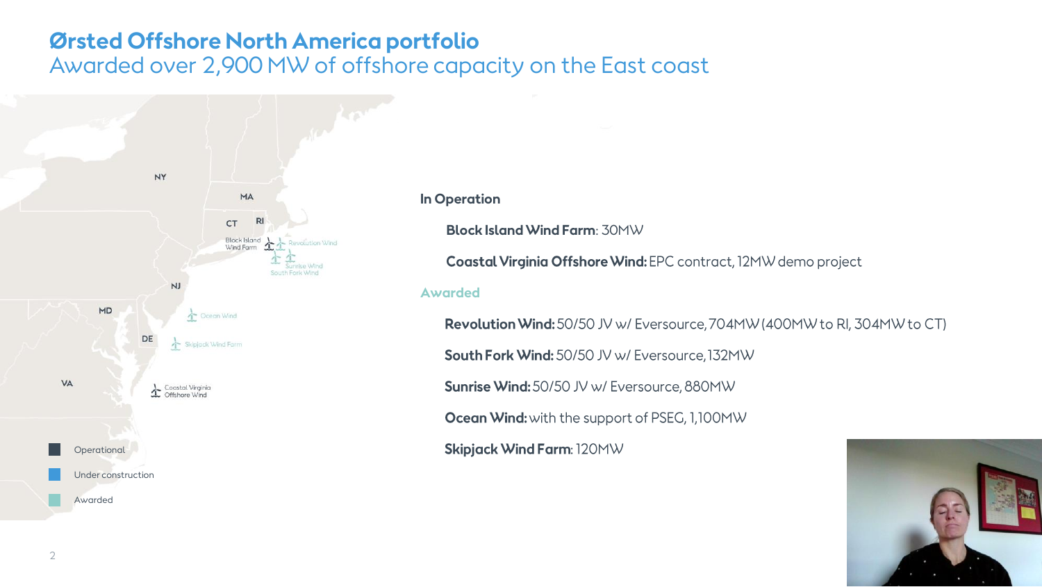# Ørsted Offshore North America portfolio

## Awarded over 2,900 MW of offshore capacity on the East coast

NY

MA

CT RI

Block Island Wind Farm

Revolution Wind

Sunrise Wind

South Fork Wind

NJ

MD

Ocean Wind

DE

Skipjack Wind Farm

VA

Coastal Virginia Offshore Wind

- Operational
- Under construction
- Awarded

**In Operation**

- **Block Island Wind Farm**: 30MW
- **Coastal Virginia Offshore Wind:** EPC contract, 12MW demo project

**Awarded**

- **Revolution Wind:** 50/50 JV w/ Eversource, 704MW (400MW to RI, 304MW to CT)
- **South Fork Wind:** 50/50 JV w/ Eversource, 132MW
- **Sunrise Wind:** 50/50 JV w/ Eversource, 880MW
- **Ocean Wind:** with the support of PSEG, 1,100MW
- **Skipjack Wind Farm**: 120MW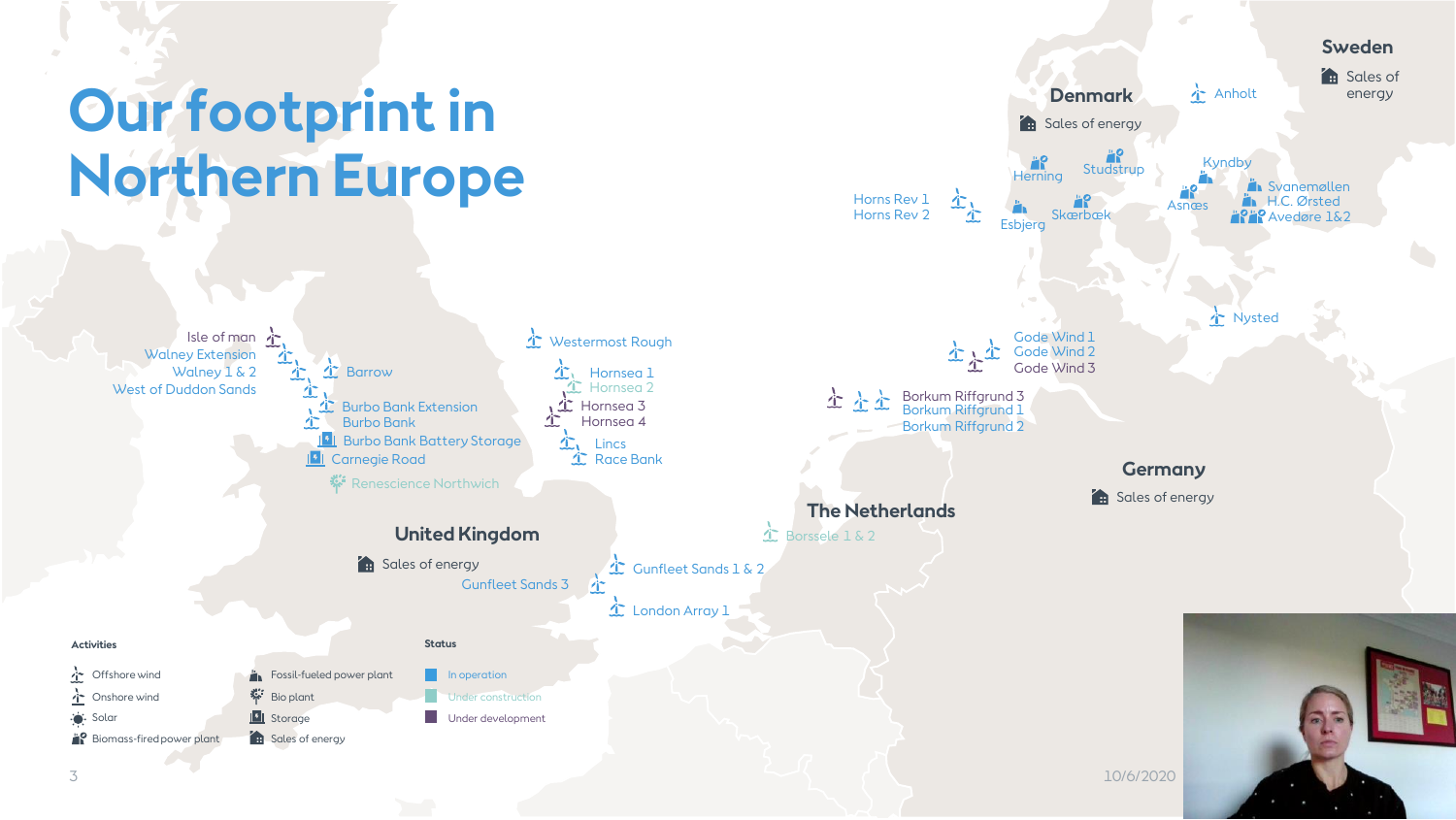# Our footprint in Northern Europe

## United Kingdom

Sales of energy

- Isle of man
- Walney Extension
- Walney 1 & 2
- West of Duddon Sands
- Barrow
- Burbo Bank Extension
- Burbo Bank
- Burbo Bank Battery Storage
- Carnegie Road
- Renescience Northwich
- Westermost Rough
- Hornsea 1
- Hornsea 2
- Hornsea 3
- Hornsea 4
- Lincs
- Race Bank
- Gunfleet Sands 1 & 2
- Gunfleet Sands 3
- London Array 1

## The Netherlands

- Borssele 1 & 2

## Germany

Sales of energy

- Gode Wind 1
- Gode Wind 2
- Gode Wind 3
- Borkum Riffgrund 3
- Borkum Riffgrund 1
- Borkum Riffgrund 2

## Denmark

Sales of energy

- Horns Rev 1
- Horns Rev 2
- Herning
- Studstrup
- Esbjerg
- Skærbæk
- Anholt
- Kyndby
- Asnæs
- Svanemøllen
- H.C. Ørsted
- Avedøre 1&2
- Nysted

## Sweden

Sales of energy

**Activities**

- Offshore wind
- Onshore wind
- Solar
- Biomass-fired power plant
- Fossil-fueled power plant
- Bio plant
- Storage
- Sales of energy

**Status**

- In operation
- Under construction
- Under development

10/6/2020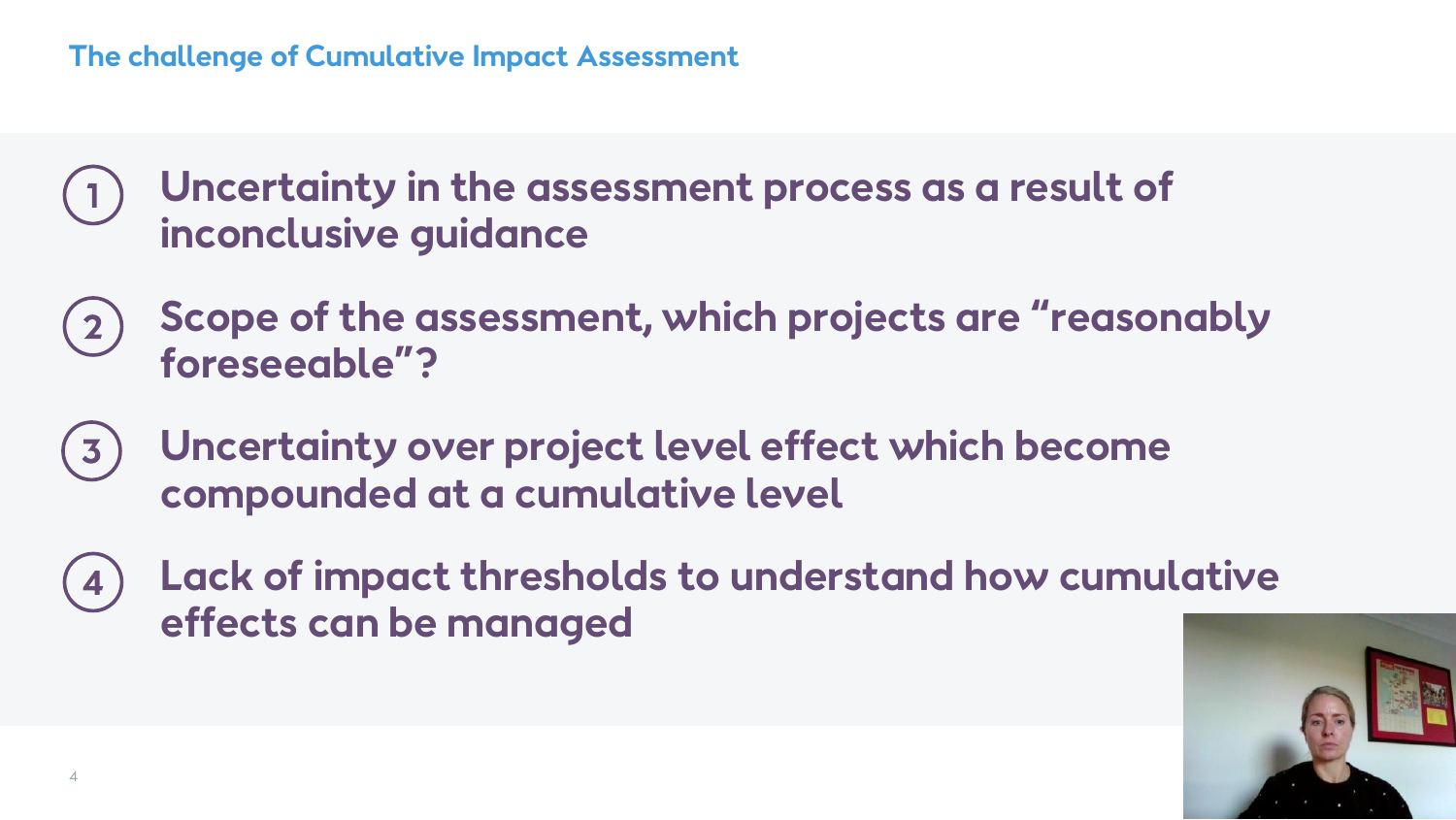## The challenge of Cumulative Impact Assessment

1. **Uncertainty in the assessment process as a result of inconclusive guidance**
2. **Scope of the assessment, which projects are "reasonably foreseeable"?**
3. **Uncertainty over project level effect which become compounded at a cumulative level**
4. **Lack of impact thresholds to understand how cumulative effects can be managed**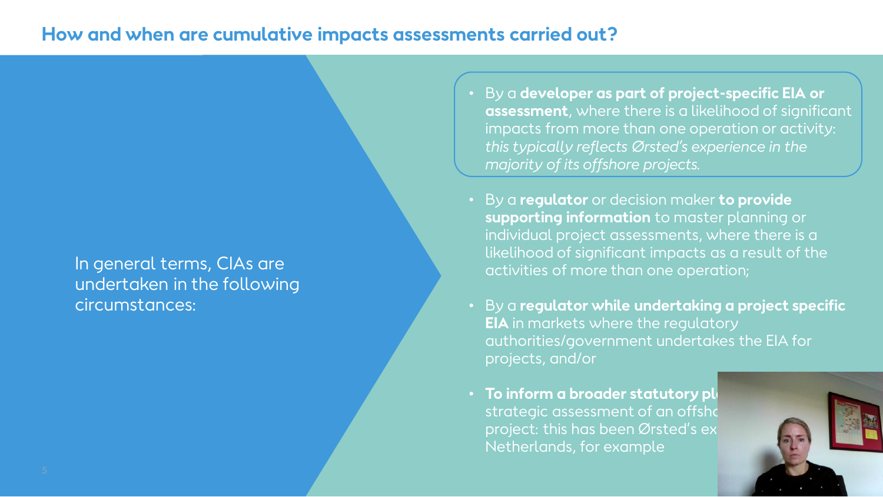## How and when are cumulative impacts assessments carried out?

In general terms, CIAs are undertaken in the following circumstances:

- By a **developer as part of project-specific EIA or assessment**, where there is a likelihood of significant impacts from more than one operation or activity: *this typically reflects Ørsted's experience in the majority of its offshore projects.*
- By a **regulator** or decision maker **to provide supporting information** to master planning or individual project assessments, where there is a likelihood of significant impacts as a result of the activities of more than one operation;
- By a **regulator while undertaking a project specific EIA** in markets where the regulatory authorities/government undertakes the EIA for projects, and/or
- **To inform a broader statutory pl** strategic assessment of an offsho project: this has been Ørsted's ex Netherlands, for example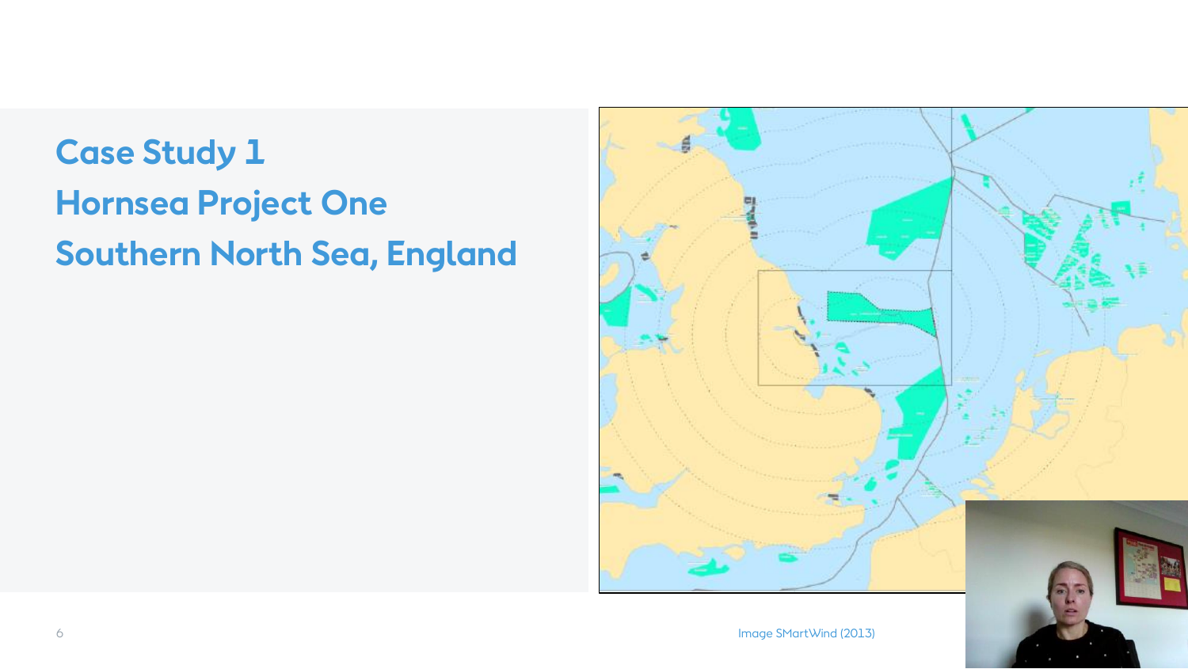# Case Study 1

# Hornsea Project One

# Southern North Sea, England

Image SMartWind (2013)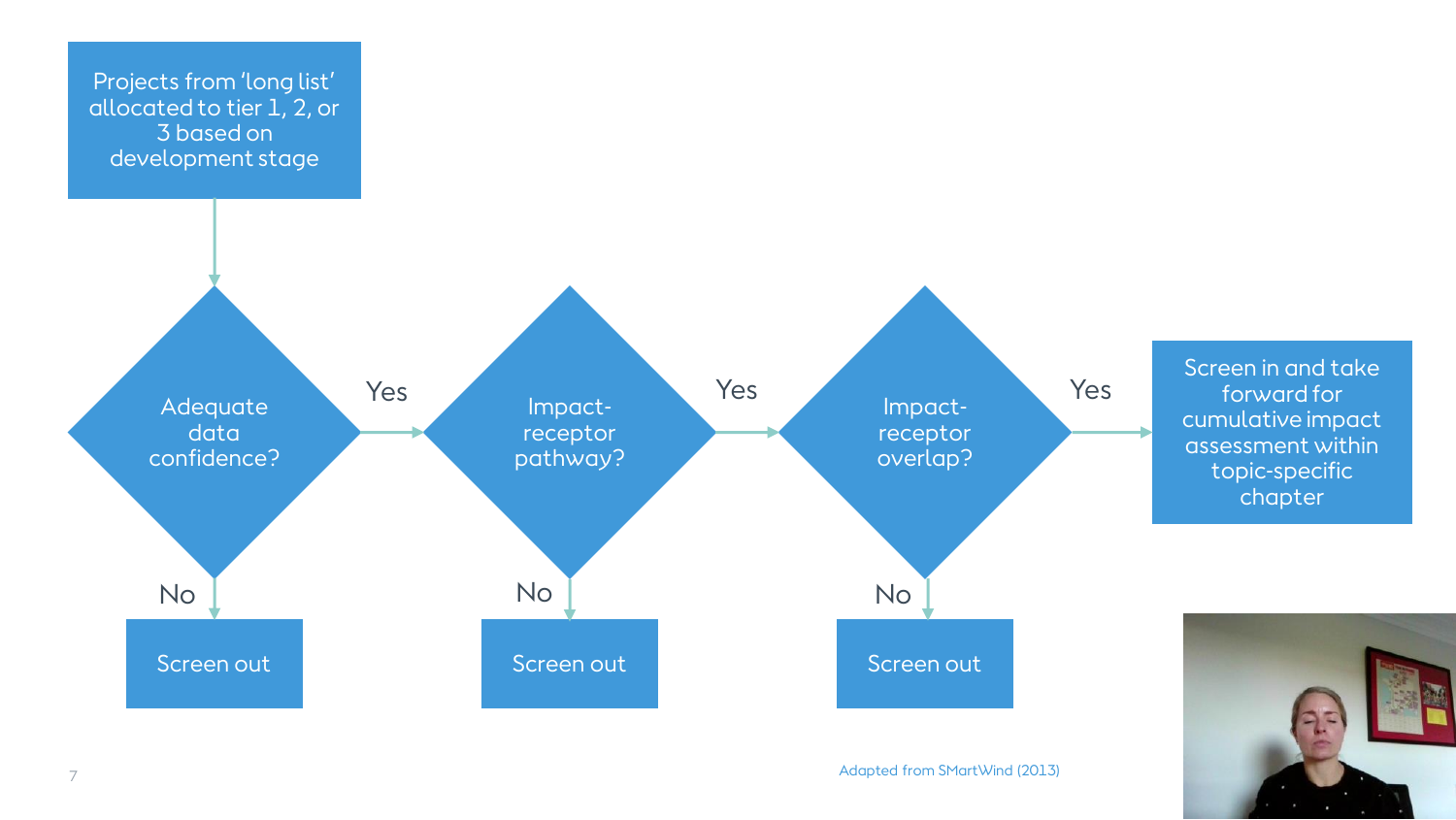Projects from 'long list' allocated to tier 1, 2, or 3 based on development stage

↓

**Adequate data confidence?**
- No → Screen out
- Yes → **Impact-receptor pathway?**
  - No → Screen out
  - Yes → **Impact-receptor overlap?**
    - No → Screen out
    - Yes → Screen in and take forward for cumulative impact assessment within topic-specific chapter

Adapted from SMartWind (2013)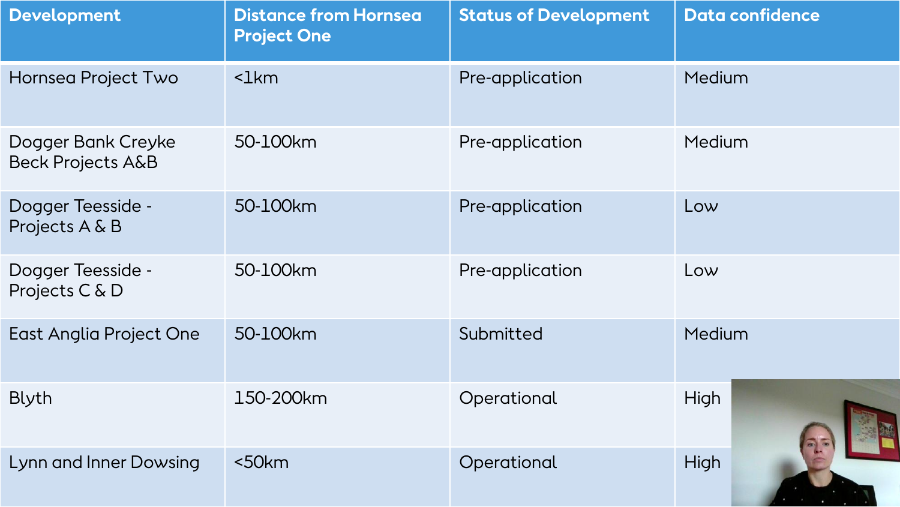| Development | Distance from Hornsea Project One | Status of Development | Data confidence |
|---|---|---|---|
| Hornsea Project Two | <1km | Pre-application | Medium |
| Dogger Bank Creyke Beck Projects A&B | 50-100km | Pre-application | Medium |
| Dogger Teesside - Projects A & B | 50-100km | Pre-application | Low |
| Dogger Teesside - Projects C & D | 50-100km | Pre-application | Low |
| East Anglia Project One | 50-100km | Submitted | Medium |
| Blyth | 150-200km | Operational | High |
| Lynn and Inner Dowsing | <50km | Operational | High |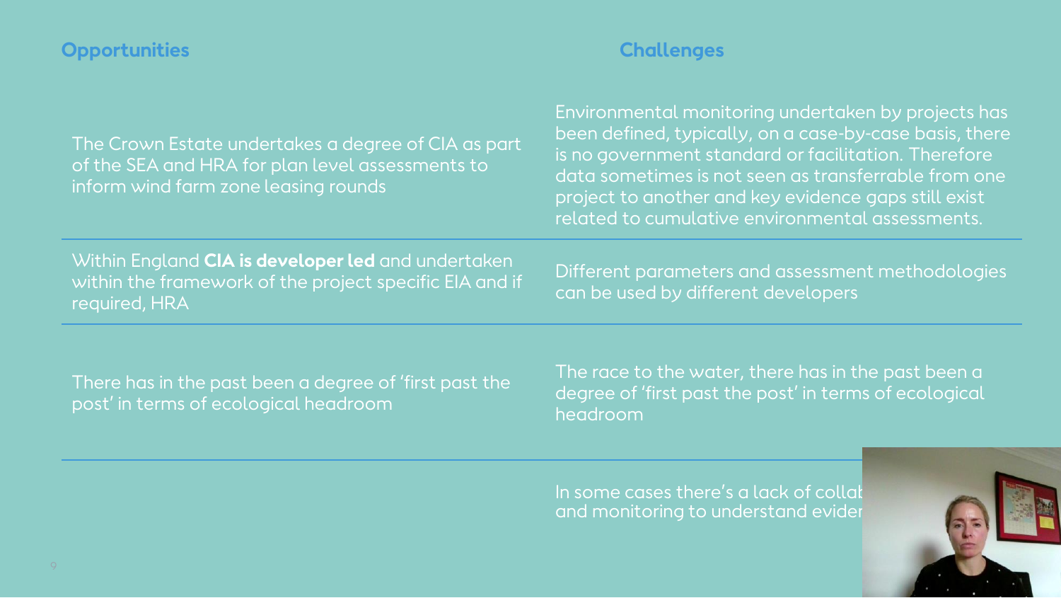| Opportunities | Challenges |
| --- | --- |
| The Crown Estate undertakes a degree of CIA as part of the SEA and HRA for plan level assessments to inform wind farm zone leasing rounds | Environmental monitoring undertaken by projects has been defined, typically, on a case-by-case basis, there is no government standard or facilitation. Therefore data sometimes is not seen as transferrable from one project to another and key evidence gaps still exist related to cumulative environmental assessments. |
| Within England **CIA is developer led** and undertaken within the framework of the project specific EIA and if required, HRA | Different parameters and assessment methodologies can be used by different developers |
| There has in the past been a degree of 'first past the post' in terms of ecological headroom | The race to the water, there has in the past been a degree of 'first past the post' in terms of ecological headroom |
| | In some cases there's a lack of collab and monitoring to understand evider |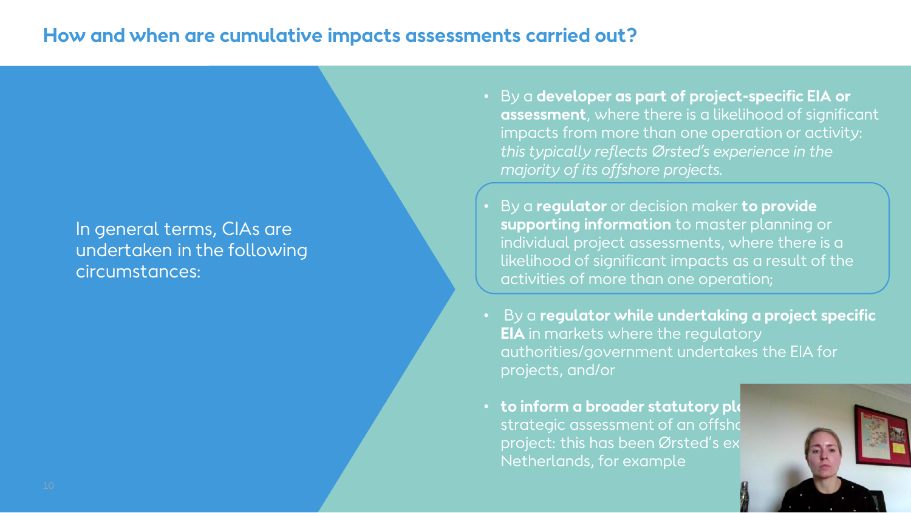## How and when are cumulative impacts assessments carried out?

In general terms, CIAs are undertaken in the following circumstances:

- By a **developer as part of project-specific EIA or assessment**, where there is a likelihood of significant impacts from more than one operation or activity: *this typically reflects Ørsted's experience in the majority of its offshore projects.*
- By a **regulator** or decision maker **to provide supporting information** to master planning or individual project assessments, where there is a likelihood of significant impacts as a result of the activities of more than one operation;
- By a **regulator while undertaking a project specific EIA** in markets where the regulatory authorities/government undertakes the EIA for projects, and/or
- **to inform a broader statutory pl**
  strategic assessment of an offsho
  project: this has been Ørsted's ex
  Netherlands, for example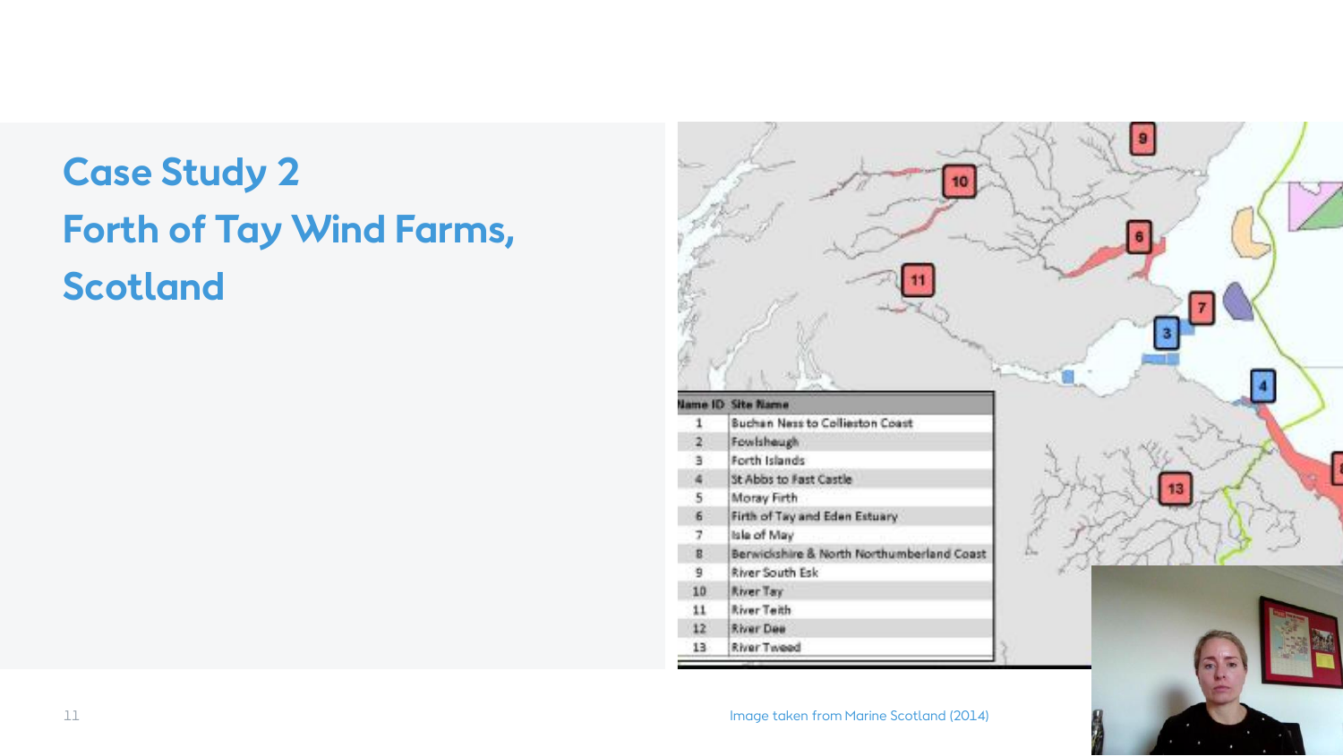# Case Study 2

# Forth of Tay Wind Farms, Scotland

| Name ID | Site Name |
| --- | --- |
| 1 | Buchan Ness to Collieston Coast |
| 2 | Fowlsheugh |
| 3 | Forth Islands |
| 4 | St Abbs to Fast Castle |
| 5 | Moray Firth |
| 6 | Firth of Tay and Eden Estuary |
| 7 | Isle of May |
| 8 | Berwickshire & North Northumberland Coast |
| 9 | River South Esk |
| 10 | River Tay |
| 11 | River Teith |
| 12 | River Dee |
| 13 | River Tweed |

Image taken from Marine Scotland (2014)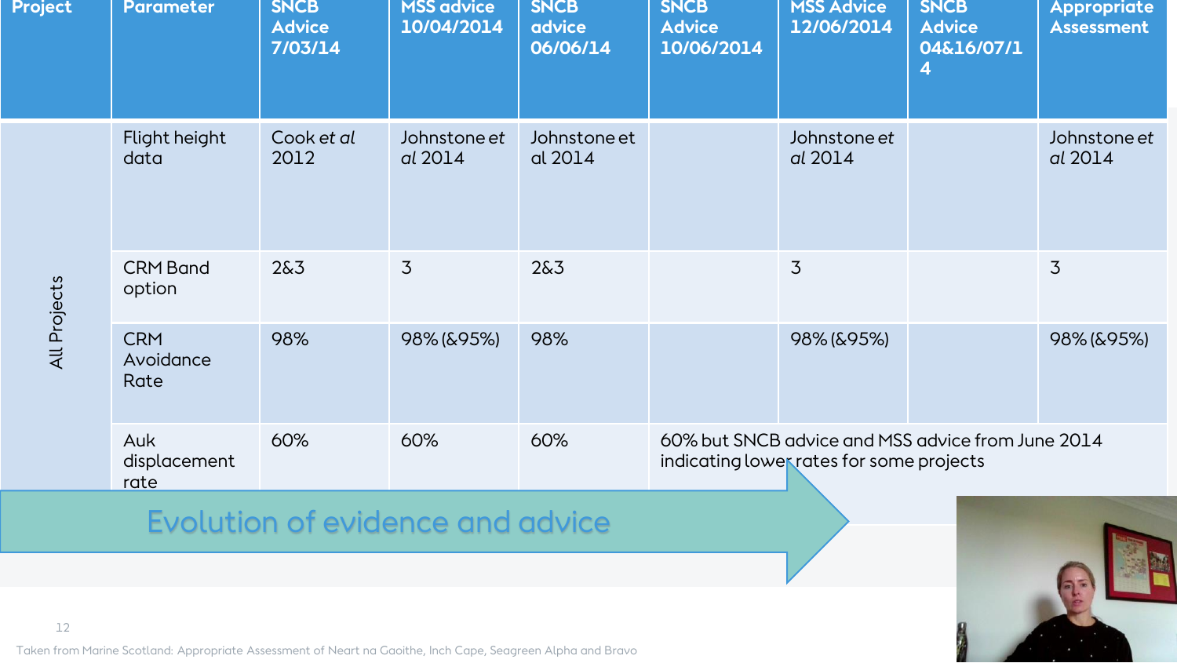| Project | Parameter | SNCB Advice 7/03/14 | MSS advice 10/04/2014 | SNCB advice 06/06/14 | SNCB Advice 10/06/2014 | MSS Advice 12/06/2014 | SNCB Advice 04&16/07/14 | Appropriate Assessment |
|---|---|---|---|---|---|---|---|---|
| All Projects | Flight height data | Cook *et al* 2012 | Johnstone *et al* 2014 | Johnstone et al 2014 | | Johnstone *et al* 2014 | | Johnstone *et al* 2014 |
| | CRM Band option | 2&3 | 3 | 2&3 | | 3 | | 3 |
| | CRM Avoidance Rate | 98% | 98% (&95%) | 98% | | 98% (&95%) | | 98% (&95%) |
| | Auk displacement rate | 60% | 60% | 60% | 60% but SNCB advice and MSS advice from June 2014 indicating lower rates for some projects | | | |

Evolution of evidence and advice

Taken from Marine Scotland: Appropriate Assessment of Neart na Gaoithe, Inch Cape, Seagreen Alpha and Bravo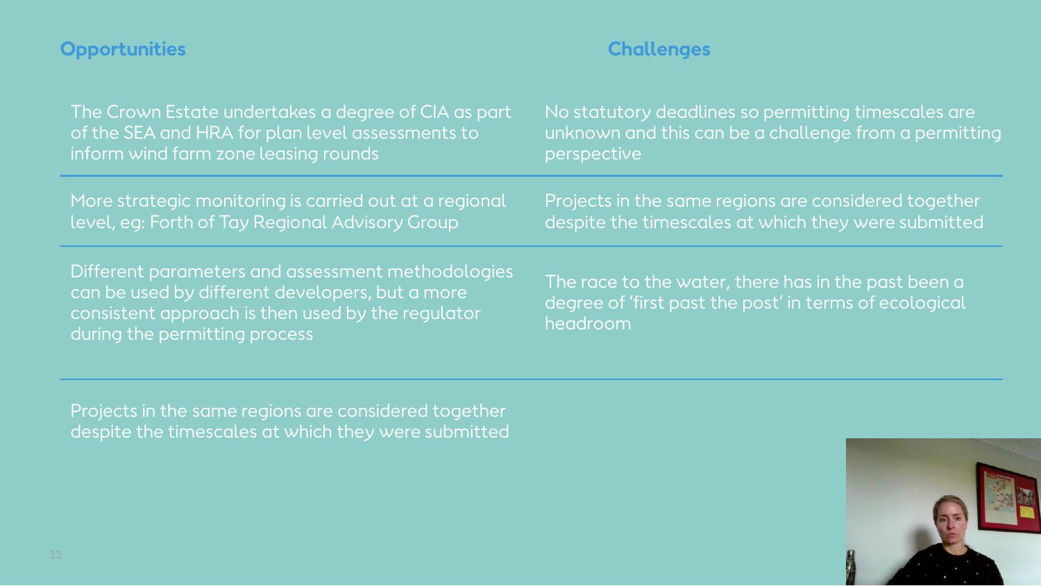| Opportunities | Challenges |
| --- | --- |
| The Crown Estate undertakes a degree of CIA as part of the SEA and HRA for plan level assessments to inform wind farm zone leasing rounds | No statutory deadlines so permitting timescales are unknown and this can be a challenge from a permitting perspective |
| More strategic monitoring is carried out at a regional level, eg: Forth of Tay Regional Advisory Group | Projects in the same regions are considered together despite the timescales at which they were submitted |
| Different parameters and assessment methodologies can be used by different developers, but a more consistent approach is then used by the regulator during the permitting process | The race to the water, there has in the past been a degree of 'first past the post' in terms of ecological headroom |
| Projects in the same regions are considered together despite the timescales at which they were submitted | |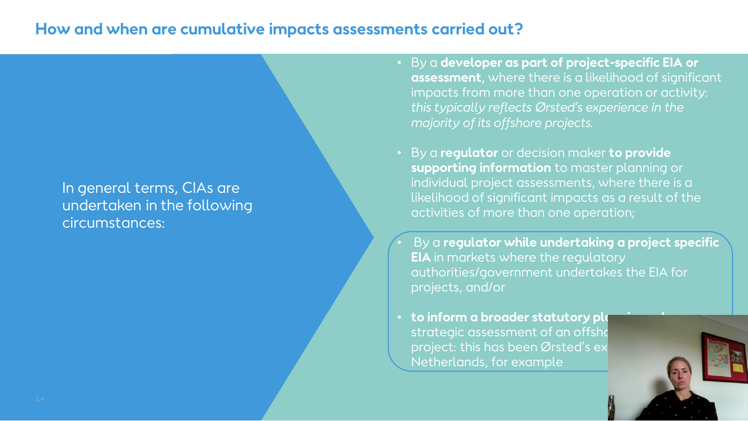## How and when are cumulative impacts assessments carried out?

In general terms, CIAs are undertaken in the following circumstances:

- By a **developer as part of project-specific EIA or assessment**, where there is a likelihood of significant impacts from more than one operation or activity: *this typically reflects Ørsted's experience in the majority of its offshore projects.*
- By a **regulator** or decision maker **to provide supporting information** to master planning or individual project assessments, where there is a likelihood of significant impacts as a result of the activities of more than one operation;
- By a **regulator while undertaking a project specific EIA** in markets where the regulatory authorities/government undertakes the EIA for projects, and/or
- **to inform a broader statutory pl**... strategic assessment of an offsho... project: this has been Ørsted's ex... Netherlands, for example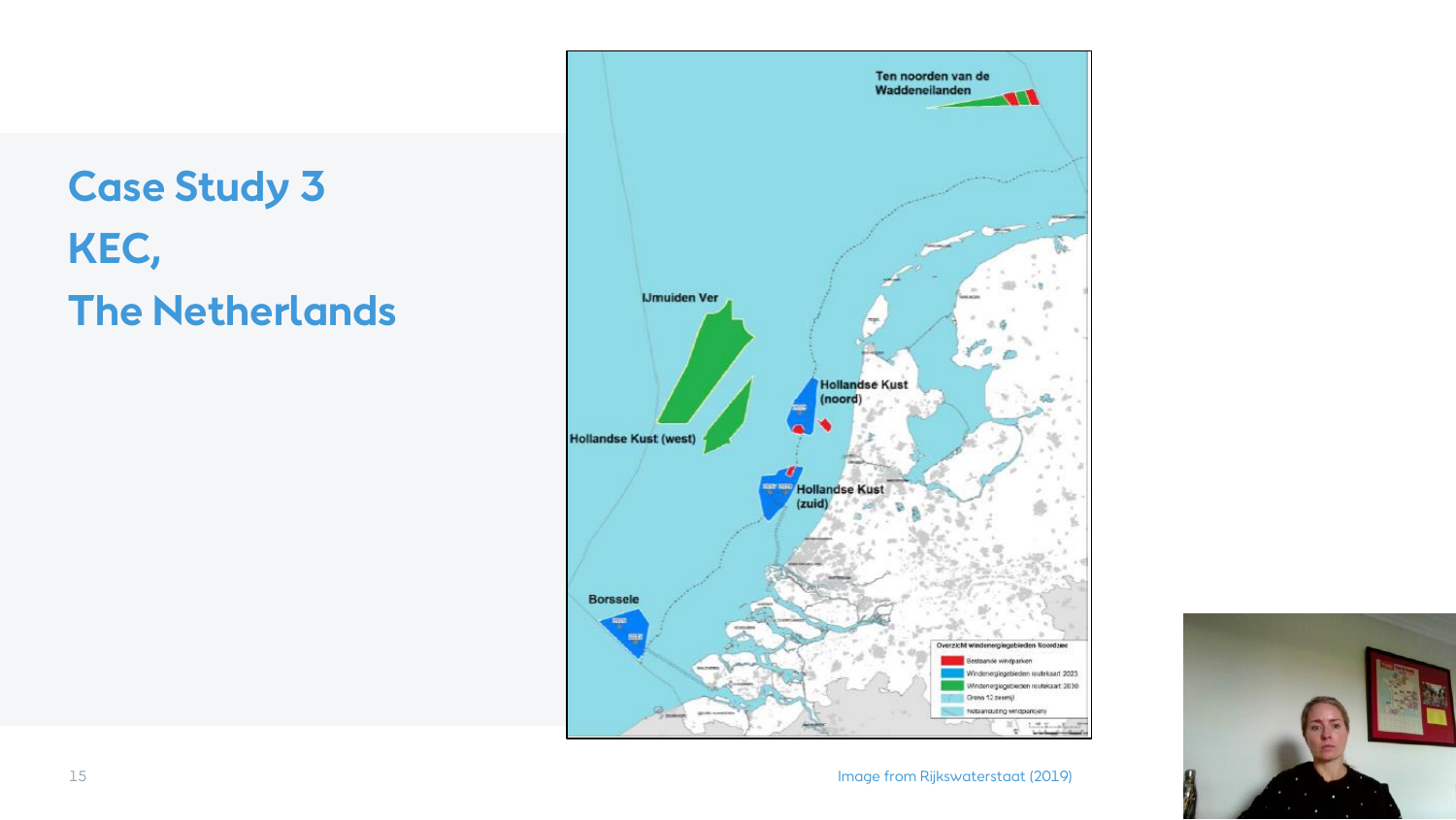# Case Study 3
# KEC,
# The Netherlands

Image from Rijkswaterstaat (2019)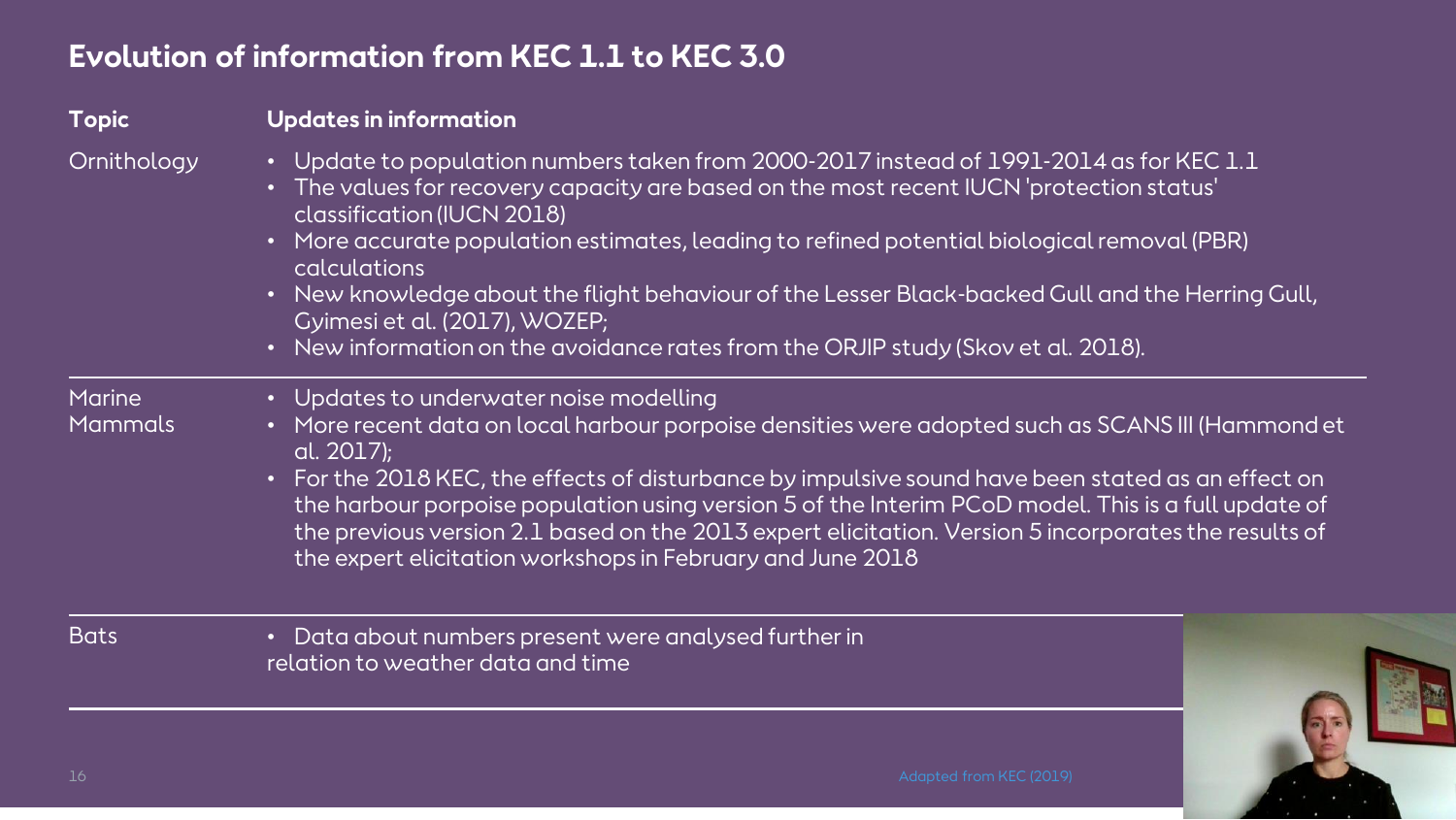# Evolution of information from KEC 1.1 to KEC 3.0

| Topic | Updates in information |
|---|---|
| Ornithology | • Update to population numbers taken from 2000-2017 instead of 1991-2014 as for KEC 1.1<br>• The values for recovery capacity are based on the most recent IUCN 'protection status' classification (IUCN 2018)<br>• More accurate population estimates, leading to refined potential biological removal (PBR) calculations<br>• New knowledge about the flight behaviour of the Lesser Black-backed Gull and the Herring Gull, Gyimesi et al. (2017), WOZEP;<br>• New information on the avoidance rates from the ORJIP study (Skov et al. 2018). |
| Marine Mammals | • Updates to underwater noise modelling<br>• More recent data on local harbour porpoise densities were adopted such as SCANS III (Hammond et al. 2017);<br>• For the 2018 KEC, the effects of disturbance by impulsive sound have been stated as an effect on the harbour porpoise population using version 5 of the Interim PCoD model. This is a full update of the previous version 2.1 based on the 2013 expert elicitation. Version 5 incorporates the results of the expert elicitation workshops in February and June 2018 |
| Bats | • Data about numbers present were analysed further in relation to weather data and time |

Adapted from KEC (2019)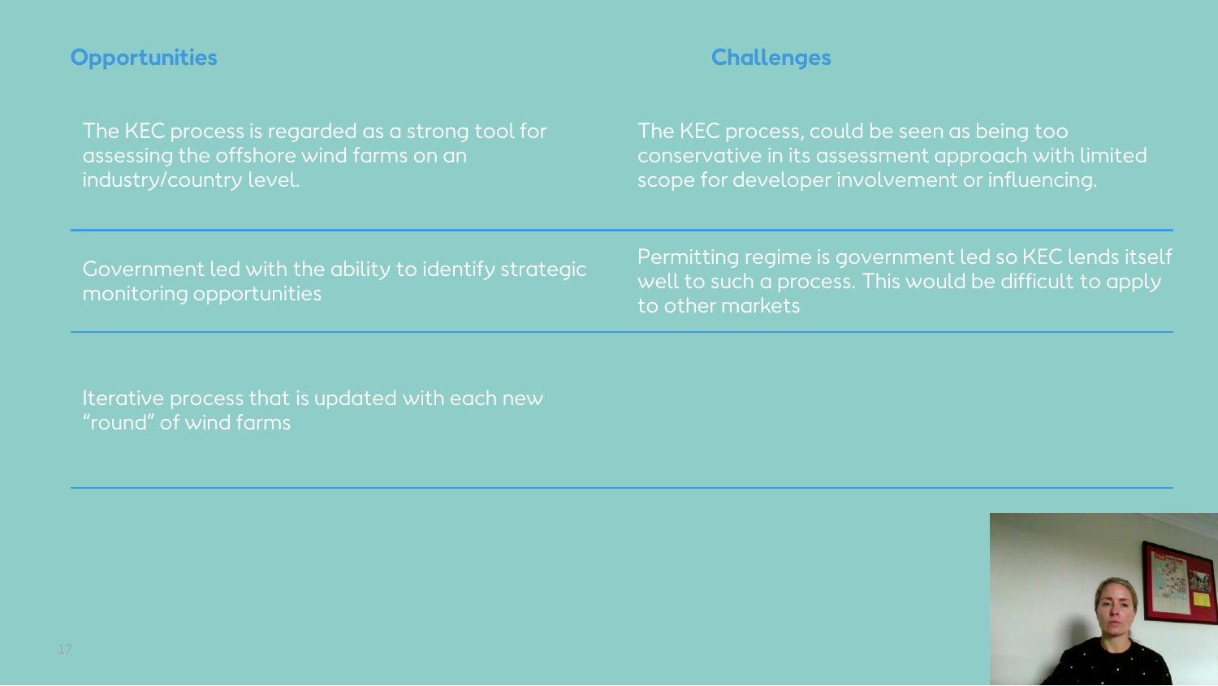| Opportunities | Challenges |
| --- | --- |
| The KEC process is regarded as a strong tool for assessing the offshore wind farms on an industry/country level. | The KEC process, could be seen as being too conservative in its assessment approach with limited scope for developer involvement or influencing. |
| Government led with the ability to identify strategic monitoring opportunities | Permitting regime is government led so KEC lends itself well to such a process. This would be difficult to apply to other markets |
| Iterative process that is updated with each new "round" of wind farms | |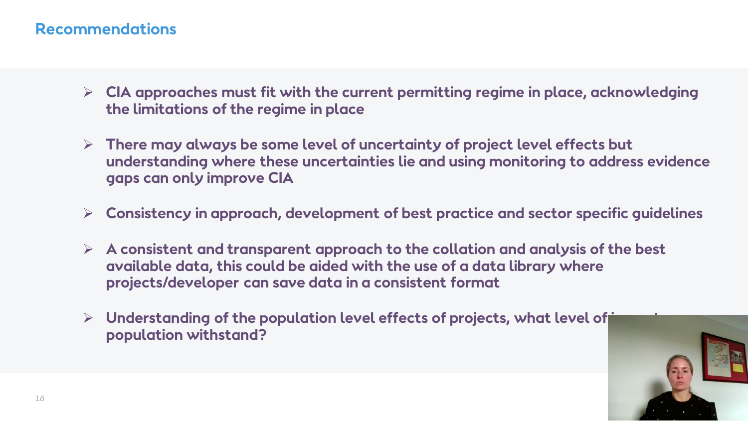## Recommendations

- CIA approaches must fit with the current permitting regime in place, acknowledging the limitations of the regime in place
- There may always be some level of uncertainty of project level effects but understanding where these uncertainties lie and using monitoring to address evidence gaps can only improve CIA
- Consistency in approach, development of best practice and sector specific guidelines
- A consistent and transparent approach to the collation and analysis of the best available data, this could be aided with the use of a data library where projects/developer can save data in a consistent format
- Understanding of the population level effects of projects, what level of population withstand?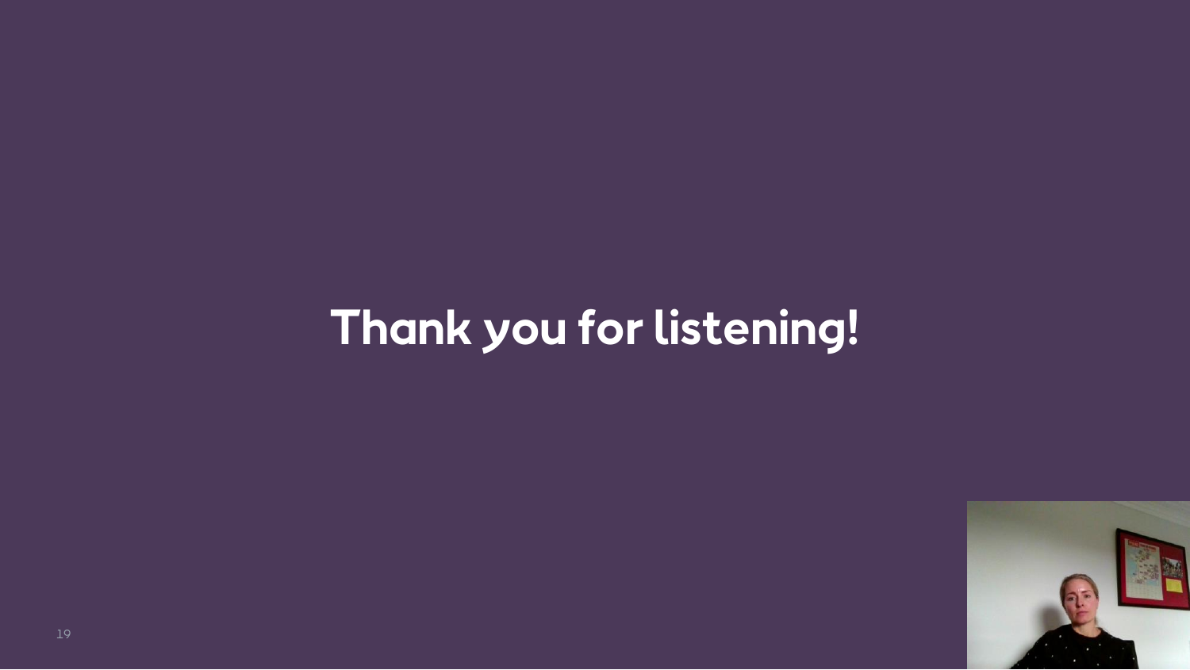# Thank you for listening!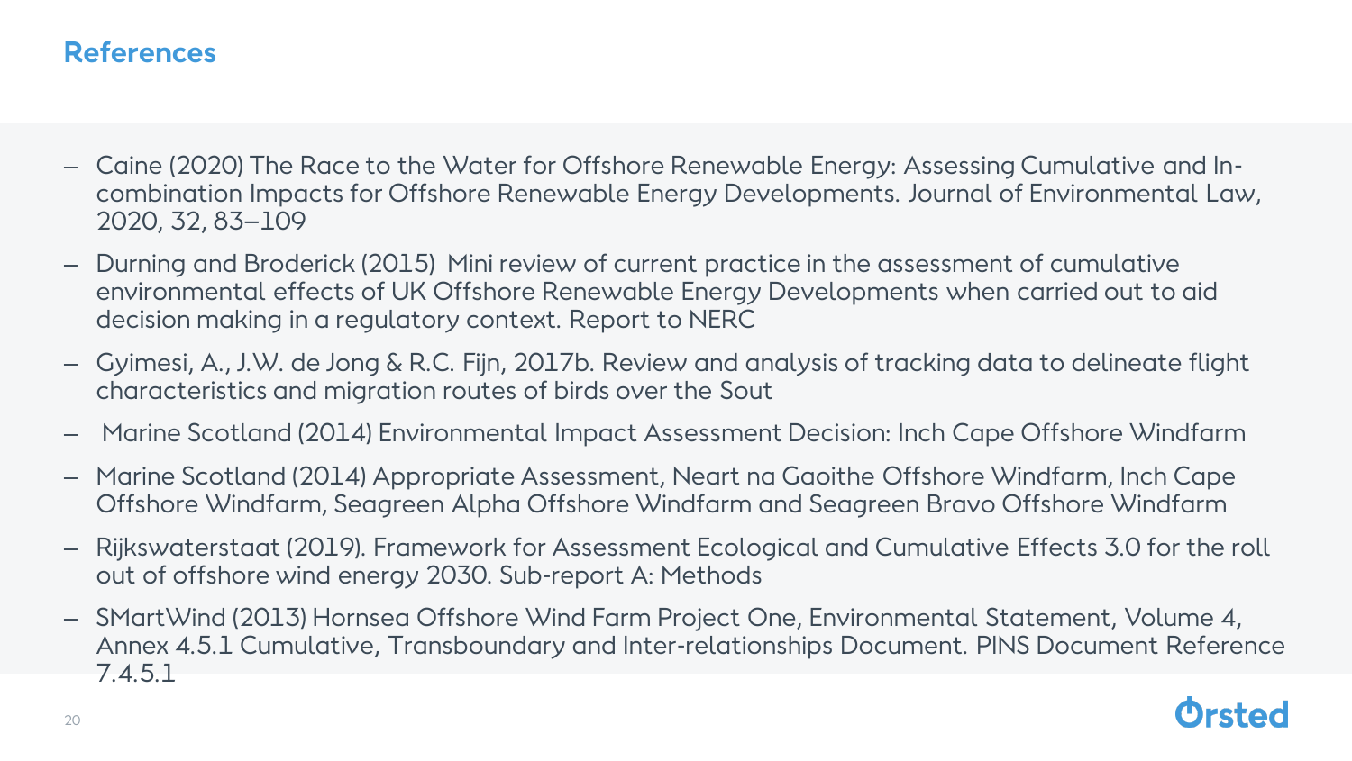## References

- Caine (2020) The Race to the Water for Offshore Renewable Energy: Assessing Cumulative and In-combination Impacts for Offshore Renewable Energy Developments. Journal of Environmental Law, 2020, 32, 83–109
- Durning and Broderick (2015) Mini review of current practice in the assessment of cumulative environmental effects of UK Offshore Renewable Energy Developments when carried out to aid decision making in a regulatory context. Report to NERC
- Gyimesi, A., J.W. de Jong & R.C. Fijn, 2017b. Review and analysis of tracking data to delineate flight characteristics and migration routes of birds over the Sout
- Marine Scotland (2014) Environmental Impact Assessment Decision: Inch Cape Offshore Windfarm
- Marine Scotland (2014) Appropriate Assessment, Neart na Gaoithe Offshore Windfarm, Inch Cape Offshore Windfarm, Seagreen Alpha Offshore Windfarm and Seagreen Bravo Offshore Windfarm
- Rijkswaterstaat (2019). Framework for Assessment Ecological and Cumulative Effects 3.0 for the roll out of offshore wind energy 2030. Sub-report A: Methods
- SMartWind (2013) Hornsea Offshore Wind Farm Project One, Environmental Statement, Volume 4, Annex 4.5.1 Cumulative, Transboundary and Inter-relationships Document. PINS Document Reference 7.4.5.1